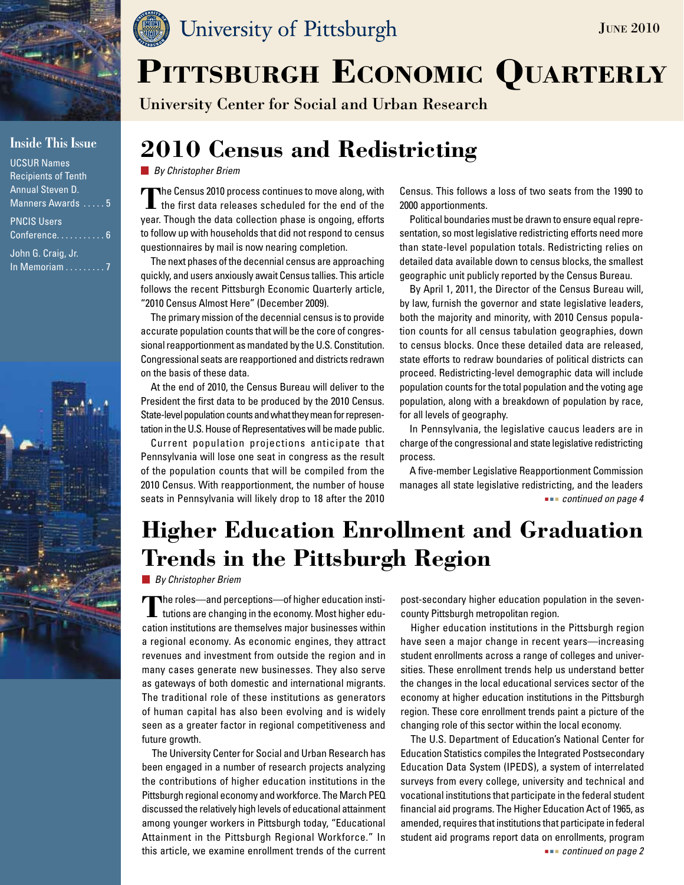University of Pittsburgh

June 2010

# Pittsburgh Economic Quarterly

University Center for Social and Urban Research

**Inside This Issue**

UCSUR Names Recipients of Tenth Annual Steven D. Manners Awards . . . . . 5

PNCIS Users Conference. . . . . . . . . . . 6

John G. Craig, Jr. In Memoriam . . . . . . . . . 7

## 2010 Census and Redistricting

*By Christopher Briem*

The Census 2010 process continues to move along, with the first data releases scheduled for the end of the year. Though the data collection phase is ongoing, efforts to follow up with households that did not respond to census questionnaires by mail is now nearing completion.

The next phases of the decennial census are approaching quickly, and users anxiously await Census tallies. This article follows the recent Pittsburgh Economic Quarterly article, "2010 Census Almost Here" (December 2009).

The primary mission of the decennial census is to provide accurate population counts that will be the core of congressional reapportionment as mandated by the U.S. Constitution. Congressional seats are reapportioned and districts redrawn on the basis of these data.

At the end of 2010, the Census Bureau will deliver to the President the first data to be produced by the 2010 Census. State-level population counts and what they mean for representation in the U.S. House of Representatives will be made public.

Current population projections anticipate that Pennsylvania will lose one seat in congress as the result of the population counts that will be compiled from the 2010 Census. With reapportionment, the number of house seats in Pennsylvania will likely drop to 18 after the 2010 Census. This follows a loss of two seats from the 1990 to 2000 apportionments.

Political boundaries must be drawn to ensure equal representation, so most legislative redistricting efforts need more than state-level population totals. Redistricting relies on detailed data available down to census blocks, the smallest geographic unit publicly reported by the Census Bureau.

By April 1, 2011, the Director of the Census Bureau will, by law, furnish the governor and state legislative leaders, both the majority and minority, with 2010 Census population counts for all census tabulation geographies, down to census blocks. Once these detailed data are released, state efforts to redraw boundaries of political districts can proceed. Redistricting-level demographic data will include population counts for the total population and the voting age population, along with a breakdown of population by race, for all levels of geography.

In Pennsylvania, the legislative caucus leaders are in charge of the congressional and state legislative redistricting process.

A five-member Legislative Reapportionment Commission manages all state legislative redistricting, and the leaders

*continued on page 4*

## Higher Education Enrollment and Graduation Trends in the Pittsburgh Region

*By Christopher Briem*

The roles—and perceptions—of higher education institutions are changing in the economy. Most higher education institutions are themselves major businesses within a regional economy. As economic engines, they attract revenues and investment from outside the region and in many cases generate new businesses. They also serve as gateways of both domestic and international migrants. The traditional role of these institutions as generators of human capital has also been evolving and is widely seen as a greater factor in regional competitiveness and future growth.

The University Center for Social and Urban Research has been engaged in a number of research projects analyzing the contributions of higher education institutions in the Pittsburgh regional economy and workforce. The March PEQ discussed the relatively high levels of educational attainment among younger workers in Pittsburgh today, "Educational Attainment in the Pittsburgh Regional Workforce." In this article, we examine enrollment trends of the current post-secondary higher education population in the seven-county Pittsburgh metropolitan region.

Higher education institutions in the Pittsburgh region have seen a major change in recent years—increasing student enrollments across a range of colleges and universities. These enrollment trends help us understand better the changes in the local educational services sector of the economy at higher education institutions in the Pittsburgh region. These core enrollment trends paint a picture of the changing role of this sector within the local economy.

The U.S. Department of Education's National Center for Education Statistics compiles the Integrated Postsecondary Education Data System (IPEDS), a system of interrelated surveys from every college, university and technical and vocational institutions that participate in the federal student financial aid programs. The Higher Education Act of 1965, as amended, requires that institutions that participate in federal student aid programs report data on enrollments, program

*continued on page 2*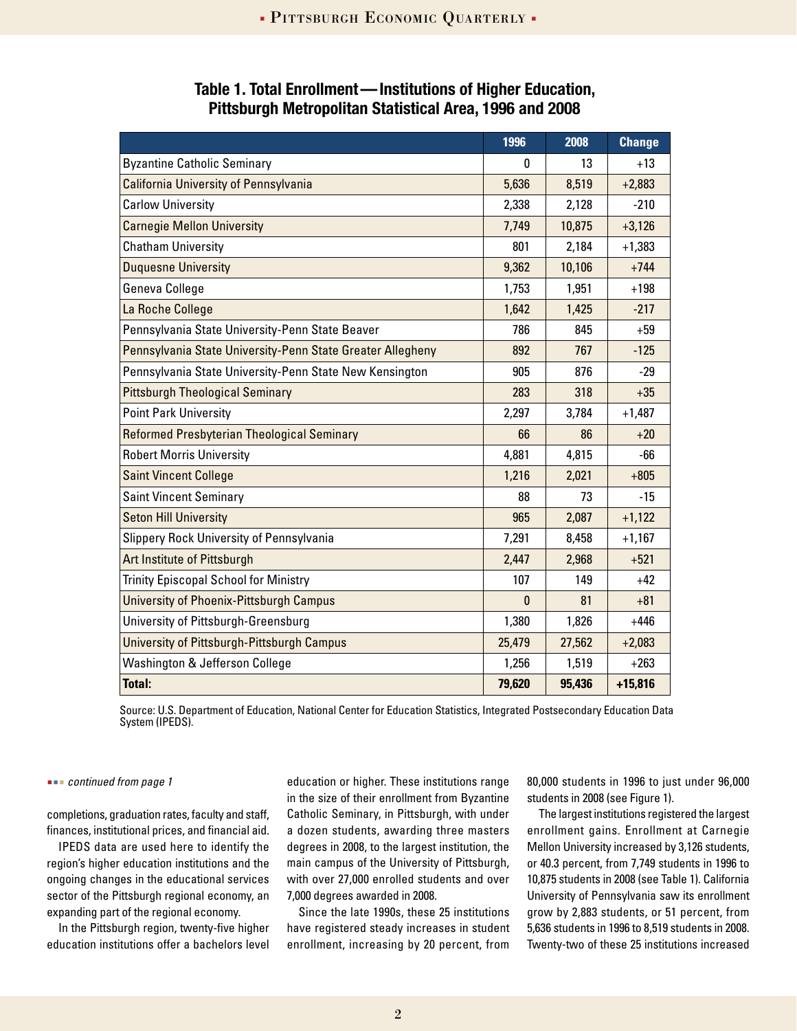**Table 1. Total Enrollment—Institutions of Higher Education, Pittsburgh Metropolitan Statistical Area, 1996 and 2008**

| | 1996 | 2008 | Change |
|---|---|---|---|
| Byzantine Catholic Seminary | 0 | 13 | +13 |
| California University of Pennsylvania | 5,636 | 8,519 | +2,883 |
| Carlow University | 2,338 | 2,128 | -210 |
| Carnegie Mellon University | 7,749 | 10,875 | +3,126 |
| Chatham University | 801 | 2,184 | +1,383 |
| Duquesne University | 9,362 | 10,106 | +744 |
| Geneva College | 1,753 | 1,951 | +198 |
| La Roche College | 1,642 | 1,425 | -217 |
| Pennsylvania State University-Penn State Beaver | 786 | 845 | +59 |
| Pennsylvania State University-Penn State Greater Allegheny | 892 | 767 | -125 |
| Pennsylvania State University-Penn State New Kensington | 905 | 876 | -29 |
| Pittsburgh Theological Seminary | 283 | 318 | +35 |
| Point Park University | 2,297 | 3,784 | +1,487 |
| Reformed Presbyterian Theological Seminary | 66 | 86 | +20 |
| Robert Morris University | 4,881 | 4,815 | -66 |
| Saint Vincent College | 1,216 | 2,021 | +805 |
| Saint Vincent Seminary | 88 | 73 | -15 |
| Seton Hill University | 965 | 2,087 | +1,122 |
| Slippery Rock University of Pennsylvania | 7,291 | 8,458 | +1,167 |
| Art Institute of Pittsburgh | 2,447 | 2,968 | +521 |
| Trinity Episcopal School for Ministry | 107 | 149 | +42 |
| University of Phoenix-Pittsburgh Campus | 0 | 81 | +81 |
| University of Pittsburgh-Greensburg | 1,380 | 1,826 | +446 |
| University of Pittsburgh-Pittsburgh Campus | 25,479 | 27,562 | +2,083 |
| Washington & Jefferson College | 1,256 | 1,519 | +263 |
| **Total:** | **79,620** | **95,436** | **+15,816** |

Source: U.S. Department of Education, National Center for Education Statistics, Integrated Postsecondary Education Data System (IPEDS).

*continued from page 1*

completions, graduation rates, faculty and staff, finances, institutional prices, and financial aid.

IPEDS data are used here to identify the region's higher education institutions and the ongoing changes in the educational services sector of the Pittsburgh regional economy, an expanding part of the regional economy.

In the Pittsburgh region, twenty-five higher education institutions offer a bachelors level education or higher. These institutions range in the size of their enrollment from Byzantine Catholic Seminary, in Pittsburgh, with under a dozen students, awarding three masters degrees in 2008, to the largest institution, the main campus of the University of Pittsburgh, with over 27,000 enrolled students and over 7,000 degrees awarded in 2008.

Since the late 1990s, these 25 institutions have registered steady increases in student enrollment, increasing by 20 percent, from 80,000 students in 1996 to just under 96,000 students in 2008 (see Figure 1).

The largest institutions registered the largest enrollment gains. Enrollment at Carnegie Mellon University increased by 3,126 students, or 40.3 percent, from 7,749 students in 1996 to 10,875 students in 2008 (see Table 1). California University of Pennsylvania saw its enrollment grow by 2,883 students, or 51 percent, from 5,636 students in 1996 to 8,519 students in 2008. Twenty-two of these 25 institutions increased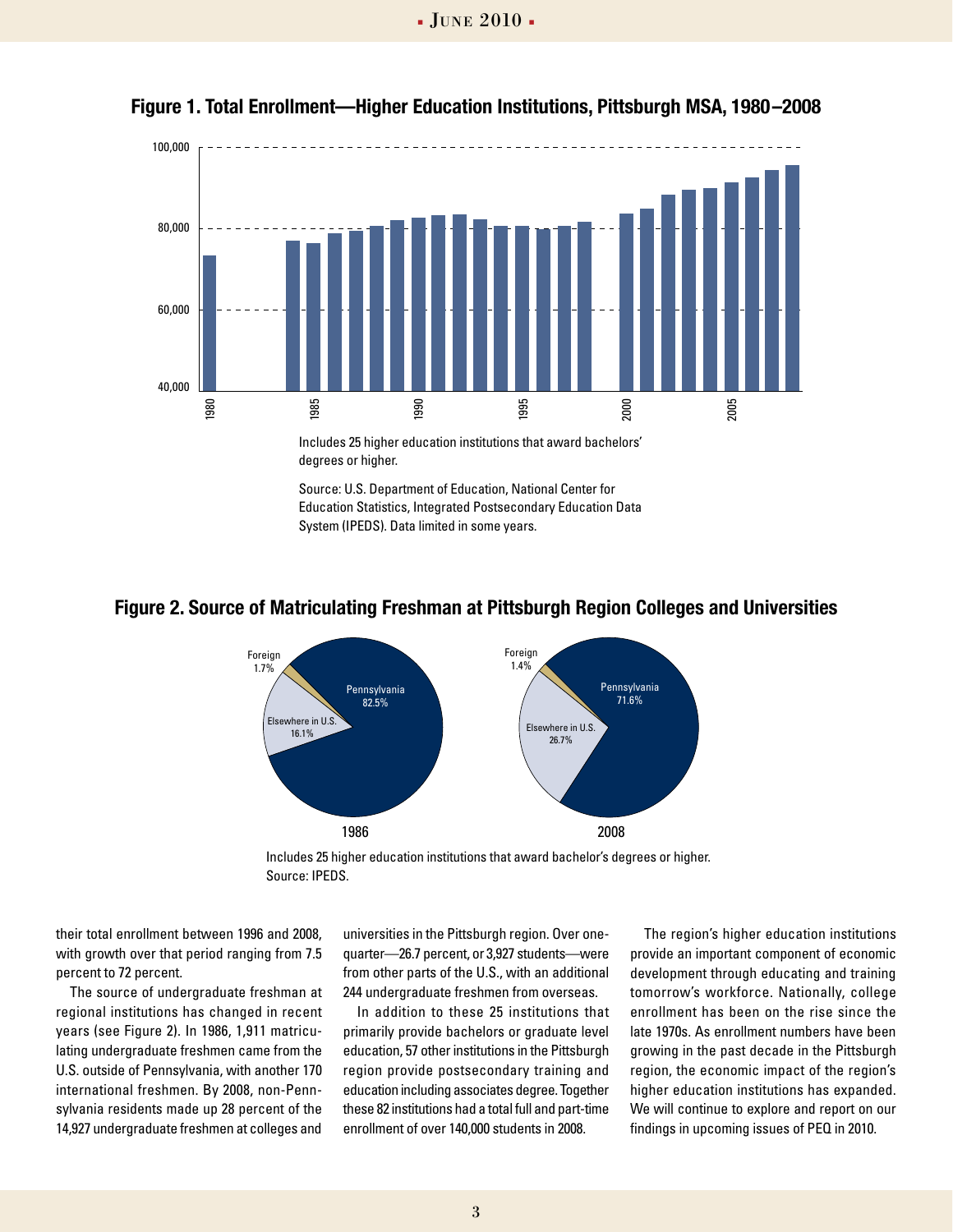## Figure 1. Total Enrollment—Higher Education Institutions, Pittsburgh MSA, 1980–2008

Includes 25 higher education institutions that award bachelors' degrees or higher.

Source: U.S. Department of Education, National Center for Education Statistics, Integrated Postsecondary Education Data System (IPEDS). Data limited in some years.

## Figure 2. Source of Matriculating Freshman at Pittsburgh Region Colleges and Universities

| | 1986 | 2008 |
|---|---|---|
| Pennsylvania | 82.5% | 71.6% |
| Elsewhere in U.S. | 16.1% | 26.7% |
| Foreign | 1.7% | 1.4% |

Includes 25 higher education institutions that award bachelor's degrees or higher.
Source: IPEDS.

their total enrollment between 1996 and 2008, with growth over that period ranging from 7.5 percent to 72 percent.

The source of undergraduate freshman at regional institutions has changed in recent years (see Figure 2). In 1986, 1,911 matriculating undergraduate freshmen came from the U.S. outside of Pennsylvania, with another 170 international freshmen. By 2008, non-Pennsylvania residents made up 28 percent of the 14,927 undergraduate freshmen at colleges and universities in the Pittsburgh region. Over one-quarter—26.7 percent, or 3,927 students—were from other parts of the U.S., with an additional 244 undergraduate freshmen from overseas.

In addition to these 25 institutions that primarily provide bachelors or graduate level education, 57 other institutions in the Pittsburgh region provide postsecondary training and education including associates degree. Together these 82 institutions had a total full and part-time enrollment of over 140,000 students in 2008.

The region's higher education institutions provide an important component of economic development through educating and training tomorrow's workforce. Nationally, college enrollment has been on the rise since the late 1970s. As enrollment numbers have been growing in the past decade in the Pittsburgh region, the economic impact of the region's higher education institutions has expanded. We will continue to explore and report on our findings in upcoming issues of PEQ in 2010.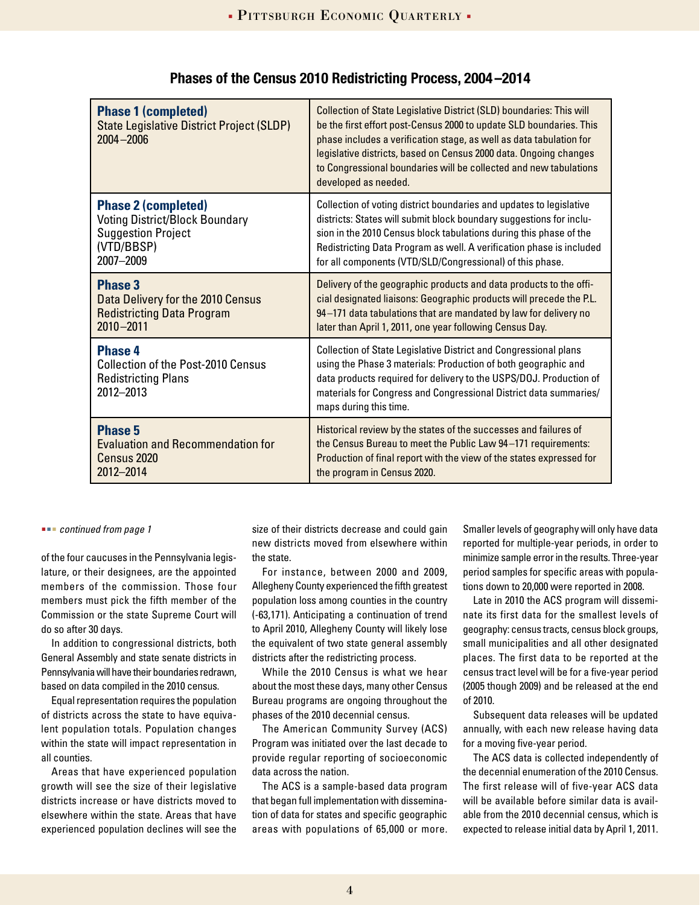## Phases of the Census 2010 Redistricting Process, 2004–2014

| Phase | Description |
|---|---|
| **Phase 1 (completed)** State Legislative District Project (SLDP) 2004–2006 | Collection of State Legislative District (SLD) boundaries: This will be the first effort post-Census 2000 to update SLD boundaries. This phase includes a verification stage, as well as data tabulation for legislative districts, based on Census 2000 data. Ongoing changes to Congressional boundaries will be collected and new tabulations developed as needed. |
| **Phase 2 (completed)** Voting District/Block Boundary Suggestion Project (VTD/BBSP) 2007–2009 | Collection of voting district boundaries and updates to legislative districts: States will submit block boundary suggestions for inclusion in the 2010 Census block tabulations during this phase of the Redistricting Data Program as well. A verification phase is included for all components (VTD/SLD/Congressional) of this phase. |
| **Phase 3** Data Delivery for the 2010 Census Redistricting Data Program 2010–2011 | Delivery of the geographic products and data products to the official designated liaisons: Geographic products will precede the P.L. 94–171 data tabulations that are mandated by law for delivery no later than April 1, 2011, one year following Census Day. |
| **Phase 4** Collection of the Post-2010 Census Redistricting Plans 2012–2013 | Collection of State Legislative District and Congressional plans using the Phase 3 materials: Production of both geographic and data products required for delivery to the USPS/DOJ. Production of materials for Congress and Congressional District data summaries/maps during this time. |
| **Phase 5** Evaluation and Recommendation for Census 2020 2012–2014 | Historical review by the states of the successes and failures of the Census Bureau to meet the Public Law 94–171 requirements: Production of final report with the view of the states expressed for the program in Census 2020. |

*continued from page 1*

of the four caucuses in the Pennsylvania legislature, or their designees, are the appointed members of the commission. Those four members must pick the fifth member of the Commission or the state Supreme Court will do so after 30 days.

In addition to congressional districts, both General Assembly and state senate districts in Pennsylvania will have their boundaries redrawn, based on data compiled in the 2010 census.

Equal representation requires the population of districts across the state to have equivalent population totals. Population changes within the state will impact representation in all counties.

Areas that have experienced population growth will see the size of their legislative districts increase or have districts moved to elsewhere within the state. Areas that have experienced population declines will see the size of their districts decrease and could gain new districts moved from elsewhere within the state.

For instance, between 2000 and 2009, Allegheny County experienced the fifth greatest population loss among counties in the country (-63,171). Anticipating a continuation of trend to April 2010, Allegheny County will likely lose the equivalent of two state general assembly districts after the redistricting process.

While the 2010 Census is what we hear about the most these days, many other Census Bureau programs are ongoing throughout the phases of the 2010 decennial census.

The American Community Survey (ACS) Program was initiated over the last decade to provide regular reporting of socioeconomic data across the nation.

The ACS is a sample-based data program that began full implementation with dissemination of data for states and specific geographic areas with populations of 65,000 or more. Smaller levels of geography will only have data reported for multiple-year periods, in order to minimize sample error in the results. Three-year period samples for specific areas with populations down to 20,000 were reported in 2008.

Late in 2010 the ACS program will disseminate its first data for the smallest levels of geography: census tracts, census block groups, small municipalities and all other designated places. The first data to be reported at the census tract level will be for a five-year period (2005 though 2009) and be released at the end of 2010.

Subsequent data releases will be updated annually, with each new release having data for a moving five-year period.

The ACS data is collected independently of the decennial enumeration of the 2010 Census. The first release will of five-year ACS data will be available before similar data is available from the 2010 decennial census, which is expected to release initial data by April 1, 2011.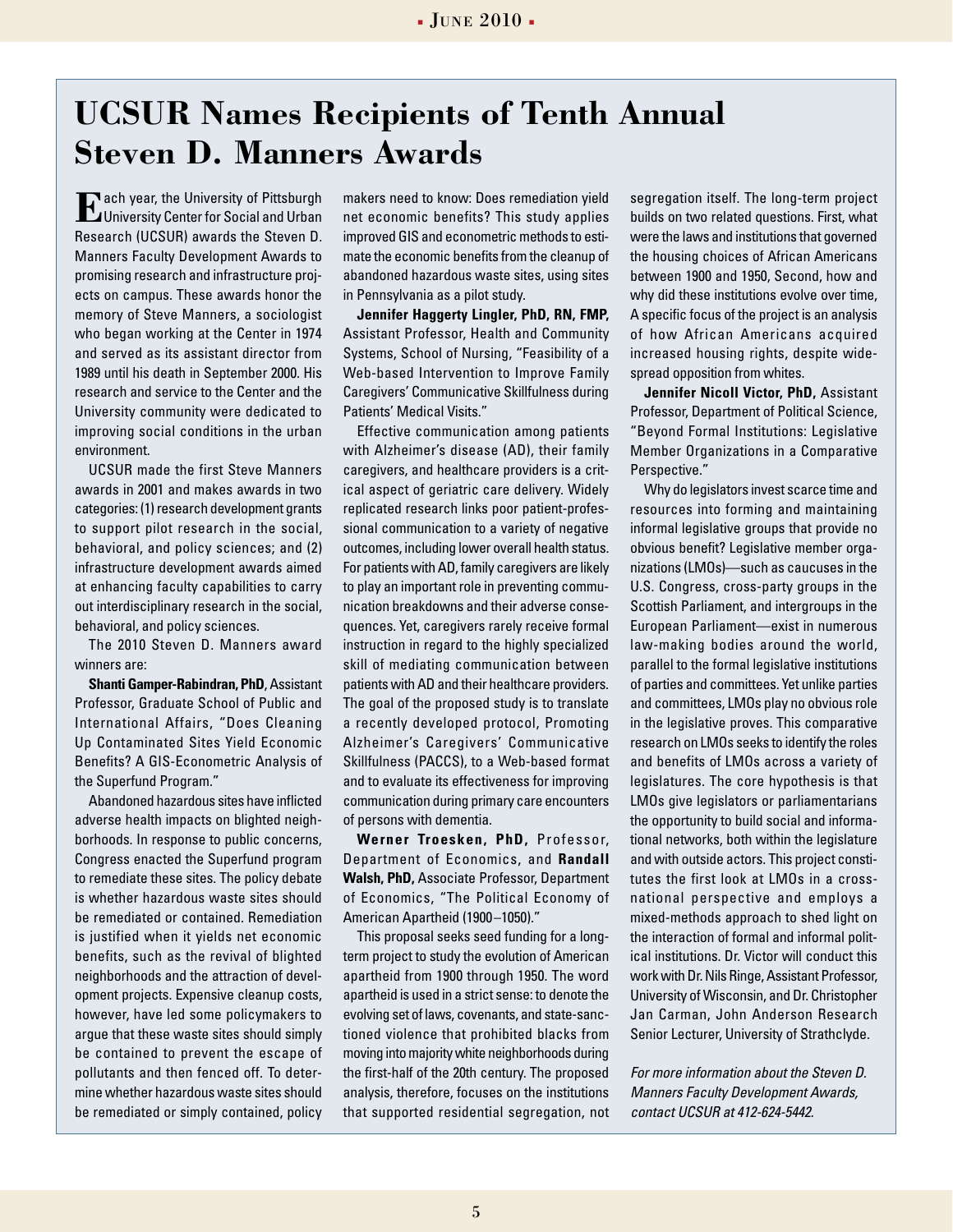# UCSUR Names Recipients of Tenth Annual Steven D. Manners Awards

Each year, the University of Pittsburgh University Center for Social and Urban Research (UCSUR) awards the Steven D. Manners Faculty Development Awards to promising research and infrastructure projects on campus. These awards honor the memory of Steve Manners, a sociologist who began working at the Center in 1974 and served as its assistant director from 1989 until his death in September 2000. His research and service to the Center and the University community were dedicated to improving social conditions in the urban environment.

UCSUR made the first Steve Manners awards in 2001 and makes awards in two categories: (1) research development grants to support pilot research in the social, behavioral, and policy sciences; and (2) infrastructure development awards aimed at enhancing faculty capabilities to carry out interdisciplinary research in the social, behavioral, and policy sciences.

The 2010 Steven D. Manners award winners are:

**Shanti Gamper-Rabindran, PhD**, Assistant Professor, Graduate School of Public and International Affairs, "Does Cleaning Up Contaminated Sites Yield Economic Benefits? A GIS-Econometric Analysis of the Superfund Program."

Abandoned hazardous sites have inflicted adverse health impacts on blighted neighborhoods. In response to public concerns, Congress enacted the Superfund program to remediate these sites. The policy debate is whether hazardous waste sites should be remediated or contained. Remediation is justified when it yields net economic benefits, such as the revival of blighted neighborhoods and the attraction of development projects. Expensive cleanup costs, however, have led some policymakers to argue that these waste sites should simply be contained to prevent the escape of pollutants and then fenced off. To determine whether hazardous waste sites should be remediated or simply contained, policy makers need to know: Does remediation yield net economic benefits? This study applies improved GIS and econometric methods to estimate the economic benefits from the cleanup of abandoned hazardous waste sites, using sites in Pennsylvania as a pilot study.

**Jennifer Haggerty Lingler, PhD, RN, FMP,** Assistant Professor, Health and Community Systems, School of Nursing, "Feasibility of a Web-based Intervention to Improve Family Caregivers' Communicative Skillfulness during Patients' Medical Visits."

Effective communication among patients with Alzheimer's disease (AD), their family caregivers, and healthcare providers is a critical aspect of geriatric care delivery. Widely replicated research links poor patient-professional communication to a variety of negative outcomes, including lower overall health status. For patients with AD, family caregivers are likely to play an important role in preventing communication breakdowns and their adverse consequences. Yet, caregivers rarely receive formal instruction in regard to the highly specialized skill of mediating communication between patients with AD and their healthcare providers. The goal of the proposed study is to translate a recently developed protocol, Promoting Alzheimer's Caregivers' Communicative Skillfulness (PACCS), to a Web-based format and to evaluate its effectiveness for improving communication during primary care encounters of persons with dementia.

**Werner Troesken, PhD,** Professor, Department of Economics, and **Randall Walsh, PhD,** Associate Professor, Department of Economics, "The Political Economy of American Apartheid (1900–1050)."

This proposal seeks seed funding for a long-term project to study the evolution of American apartheid from 1900 through 1950. The word apartheid is used in a strict sense: to denote the evolving set of laws, covenants, and state-sanctioned violence that prohibited blacks from moving into majority white neighborhoods during the first-half of the 20th century. The proposed analysis, therefore, focuses on the institutions that supported residential segregation, not segregation itself. The long-term project builds on two related questions. First, what were the laws and institutions that governed the housing choices of African Americans between 1900 and 1950, Second, how and why did these institutions evolve over time, A specific focus of the project is an analysis of how African Americans acquired increased housing rights, despite widespread opposition from whites.

**Jennifer Nicoll Victor, PhD,** Assistant Professor, Department of Political Science, "Beyond Formal Institutions: Legislative Member Organizations in a Comparative Perspective."

Why do legislators invest scarce time and resources into forming and maintaining informal legislative groups that provide no obvious benefit? Legislative member organizations (LMOs)—such as caucuses in the U.S. Congress, cross-party groups in the Scottish Parliament, and intergroups in the European Parliament—exist in numerous law-making bodies around the world, parallel to the formal legislative institutions of parties and committees. Yet unlike parties and committees, LMOs play no obvious role in the legislative proves. This comparative research on LMOs seeks to identify the roles and benefits of LMOs across a variety of legislatures. The core hypothesis is that LMOs give legislators or parliamentarians the opportunity to build social and informational networks, both within the legislature and with outside actors. This project constitutes the first look at LMOs in a cross-national perspective and employs a mixed-methods approach to shed light on the interaction of formal and informal political institutions. Dr. Victor will conduct this work with Dr. Nils Ringe, Assistant Professor, University of Wisconsin, and Dr. Christopher Jan Carman, John Anderson Research Senior Lecturer, University of Strathclyde.

*For more information about the Steven D. Manners Faculty Development Awards, contact UCSUR at 412-624-5442.*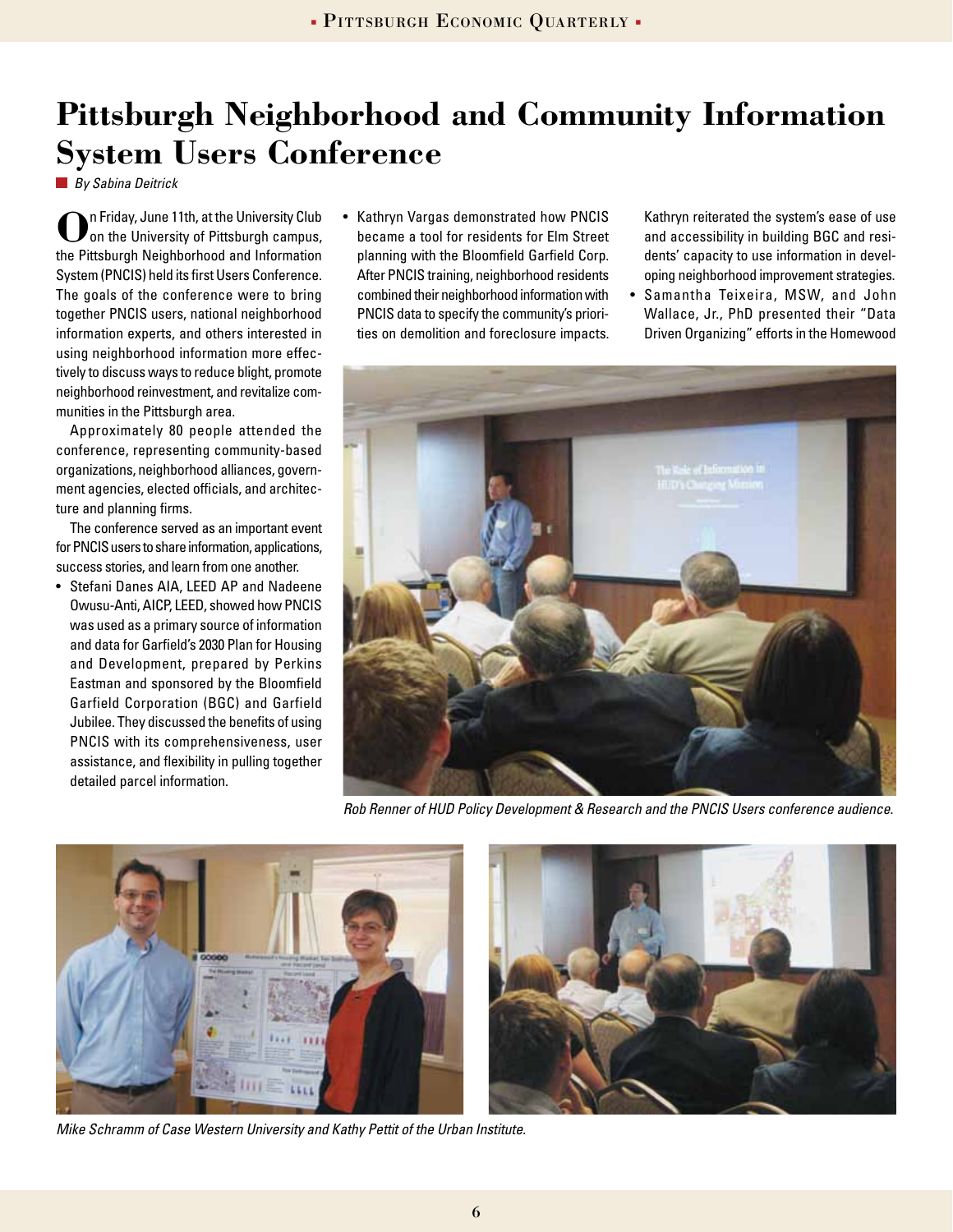# Pittsburgh Neighborhood and Community Information System Users Conference

*By Sabina Deitrick*

On Friday, June 11th, at the University Club on the University of Pittsburgh campus, the Pittsburgh Neighborhood and Information System (PNCIS) held its first Users Conference. The goals of the conference were to bring together PNCIS users, national neighborhood information experts, and others interested in using neighborhood information more effectively to discuss ways to reduce blight, promote neighborhood reinvestment, and revitalize communities in the Pittsburgh area.

Approximately 80 people attended the conference, representing community-based organizations, neighborhood alliances, government agencies, elected officials, and architecture and planning firms.

The conference served as an important event for PNCIS users to share information, applications, success stories, and learn from one another.

- Stefani Danes AIA, LEED AP and Nadeene Owusu-Anti, AICP, LEED, showed how PNCIS was used as a primary source of information and data for Garfield's 2030 Plan for Housing and Development, prepared by Perkins Eastman and sponsored by the Bloomfield Garfield Corporation (BGC) and Garfield Jubilee. They discussed the benefits of using PNCIS with its comprehensiveness, user assistance, and flexibility in pulling together detailed parcel information.
- Kathryn Vargas demonstrated how PNCIS became a tool for residents for Elm Street planning with the Bloomfield Garfield Corp. After PNCIS training, neighborhood residents combined their neighborhood information with PNCIS data to specify the community's priorities on demolition and foreclosure impacts. Kathryn reiterated the system's ease of use and accessibility in building BGC and residents' capacity to use information in developing neighborhood improvement strategies.
- Samantha Teixeira, MSW, and John Wallace, Jr., PhD presented their "Data Driven Organizing" efforts in the Homewood

*Rob Renner of HUD Policy Development & Research and the PNCIS Users conference audience.*

*Mike Schramm of Case Western University and Kathy Pettit of the Urban Institute.*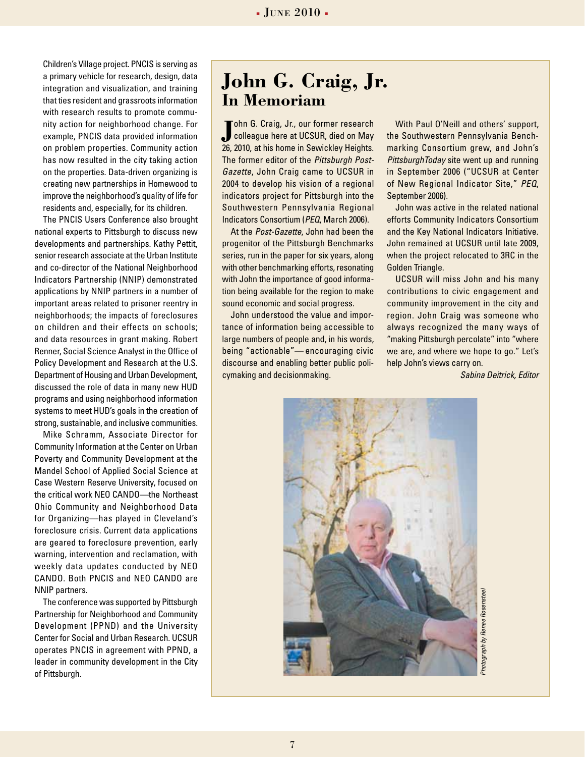Children's Village project. PNCIS is serving as a primary vehicle for research, design, data integration and visualization, and training that ties resident and grassroots information with research results to promote community action for neighborhood change. For example, PNCIS data provided information on problem properties. Community action has now resulted in the city taking action on the properties. Data-driven organizing is creating new partnerships in Homewood to improve the neighborhood's quality of life for residents and, especially, for its children.

The PNCIS Users Conference also brought national experts to Pittsburgh to discuss new developments and partnerships. Kathy Pettit, senior research associate at the Urban Institute and co-director of the National Neighborhood Indicators Partnership (NNIP) demonstrated applications by NNIP partners in a number of important areas related to prisoner reentry in neighborhoods; the impacts of foreclosures on children and their effects on schools; and data resources in grant making. Robert Renner, Social Science Analyst in the Office of Policy Development and Research at the U.S. Department of Housing and Urban Development, discussed the role of data in many new HUD programs and using neighborhood information systems to meet HUD's goals in the creation of strong, sustainable, and inclusive communities.

Mike Schramm, Associate Director for Community Information at the Center on Urban Poverty and Community Development at the Mandel School of Applied Social Science at Case Western Reserve University, focused on the critical work NEO CANDO—the Northeast Ohio Community and Neighborhood Data for Organizing—has played in Cleveland's foreclosure crisis. Current data applications are geared to foreclosure prevention, early warning, intervention and reclamation, with weekly data updates conducted by NEO CANDO. Both PNCIS and NEO CANDO are NNIP partners.

The conference was supported by Pittsburgh Partnership for Neighborhood and Community Development (PPND) and the University Center for Social and Urban Research. UCSUR operates PNCIS in agreement with PPND, a leader in community development in the City of Pittsburgh.

# John G. Craig, Jr.
## In Memoriam

John G. Craig, Jr., our former research colleague here at UCSUR, died on May 26, 2010, at his home in Sewickley Heights. The former editor of the *Pittsburgh Post-Gazette*, John Craig came to UCSUR in 2004 to develop his vision of a regional indicators project for Pittsburgh into the Southwestern Pennsylvania Regional Indicators Consortium (*PEQ*, March 2006).

At the *Post-Gazette*, John had been the progenitor of the Pittsburgh Benchmarks series, run in the paper for six years, along with other benchmarking efforts, resonating with John the importance of good information being available for the region to make sound economic and social progress.

John understood the value and importance of information being accessible to large numbers of people and, in his words, being "actionable"—encouraging civic discourse and enabling better public policymaking and decisionmaking.

With Paul O'Neill and others' support, the Southwestern Pennsylvania Benchmarking Consortium grew, and John's *PittsburghToday* site went up and running in September 2006 ("UCSUR at Center of New Regional Indicator Site," *PEQ*, September 2006).

John was active in the related national efforts Community Indicators Consortium and the Key National Indicators Initiative. John remained at UCSUR until late 2009, when the project relocated to 3RC in the Golden Triangle.

UCSUR will miss John and his many contributions to civic engagement and community improvement in the city and region. John Craig was someone who always recognized the many ways of "making Pittsburgh percolate" into "where we are, and where we hope to go." Let's help John's views carry on.

*Sabina Deitrick, Editor*

*Photograph by Renee Rosensteel*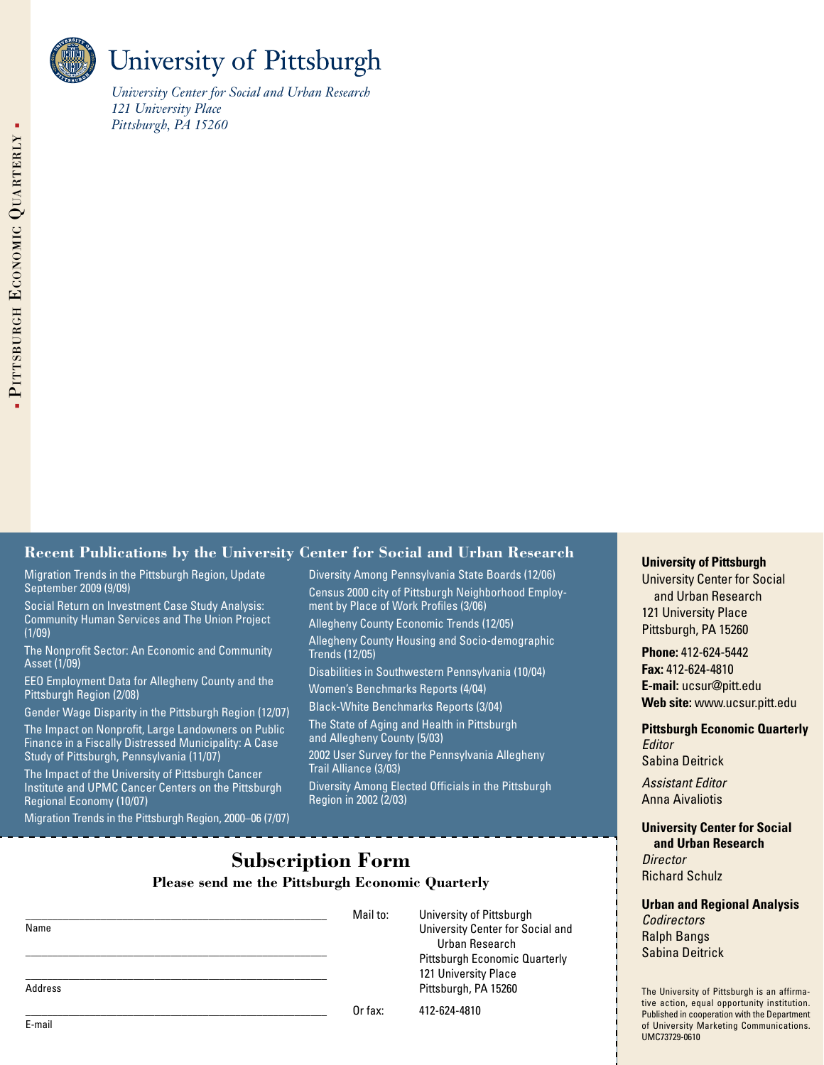University of Pittsburgh

*University Center for Social and Urban Research*
*121 University Place*
*Pittsburgh, PA 15260*

## Recent Publications by the University Center for Social and Urban Research

Migration Trends in the Pittsburgh Region, Update September 2009 (9/09)

Social Return on Investment Case Study Analysis: Community Human Services and The Union Project (1/09)

The Nonprofit Sector: An Economic and Community Asset (1/09)

EEO Employment Data for Allegheny County and the Pittsburgh Region (2/08)

Gender Wage Disparity in the Pittsburgh Region (12/07)

The Impact on Nonprofit, Large Landowners on Public Finance in a Fiscally Distressed Municipality: A Case Study of Pittsburgh, Pennsylvania (11/07)

The Impact of the University of Pittsburgh Cancer Institute and UPMC Cancer Centers on the Pittsburgh Regional Economy (10/07)

Migration Trends in the Pittsburgh Region, 2000–06 (7/07)

Diversity Among Pennsylvania State Boards (12/06)

Census 2000 city of Pittsburgh Neighborhood Employment by Place of Work Profiles (3/06)

Allegheny County Economic Trends (12/05)

Allegheny County Housing and Socio-demographic Trends (12/05)

Disabilities in Southwestern Pennsylvania (10/04)

Women's Benchmarks Reports (4/04)

Black-White Benchmarks Reports (3/04)

The State of Aging and Health in Pittsburgh and Allegheny County (5/03)

2002 User Survey for the Pennsylvania Allegheny Trail Alliance (3/03)

Diversity Among Elected Officials in the Pittsburgh Region in 2002 (2/03)

## Subscription Form

**Please send me the Pittsburgh Economic Quarterly**

_______________________________________________
Name

_______________________________________________

_______________________________________________
Address

_______________________________________________
E-mail

Mail to: University of Pittsburgh
University Center for Social and Urban Research
Pittsburgh Economic Quarterly
121 University Place
Pittsburgh, PA 15260

Or fax: 412-624-4810

**University of Pittsburgh**
University Center for Social and Urban Research
121 University Place
Pittsburgh, PA 15260

**Phone:** 412-624-5442
**Fax:** 412-624-4810
**E-mail:** ucsur@pitt.edu
**Web site:** www.ucsur.pitt.edu

**Pittsburgh Economic Quarterly**
*Editor*
Sabina Deitrick

*Assistant Editor*
Anna Aivaliotis

**University Center for Social and Urban Research**
*Director*
Richard Schulz

**Urban and Regional Analysis**
*Codirectors*
Ralph Bangs
Sabina Deitrick

The University of Pittsburgh is an affirmative action, equal opportunity institution. Published in cooperation with the Department of University Marketing Communications. UMC73729-0610